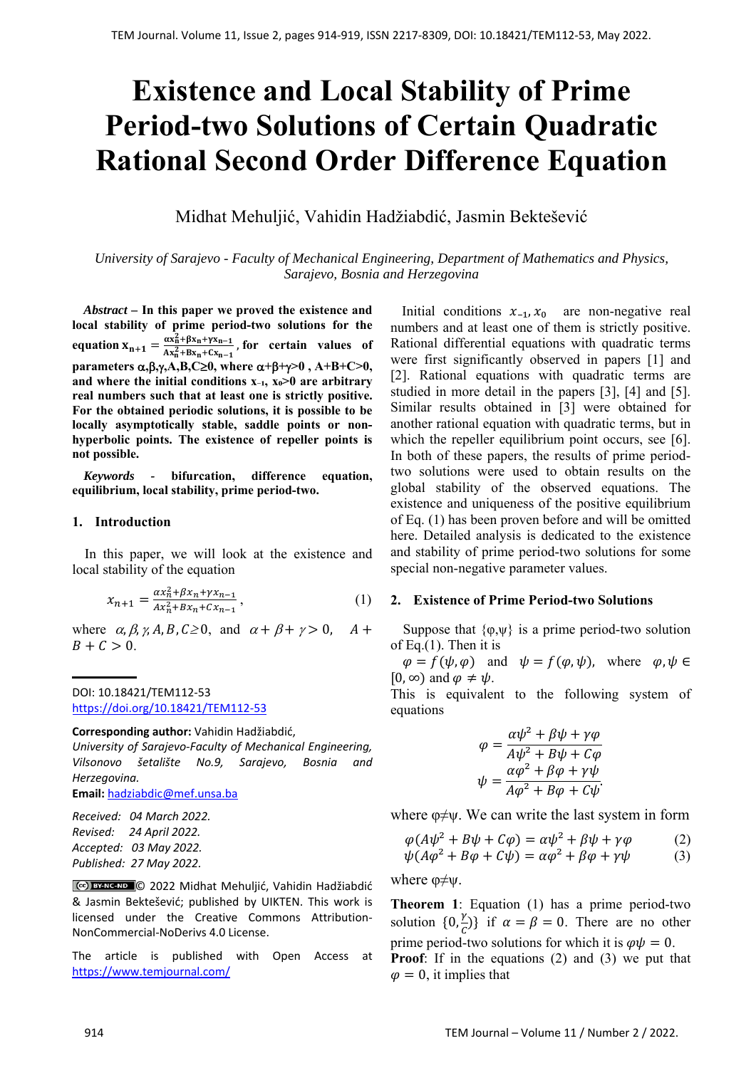# Existence and Local Stability of Prime Period-two Solutions of Certain Quadratic Rational Second Order Difference Equation

Midhat Mehuljić, Vahidin Hadžiabdić, Jasmin Bekteševć

*University of Sarajevo - Faculty of Mechanical Engineering, Department of Mathematics and Physics, Sarajevo, Bosnia and Herzegovina*

***Abstract*** **– In this paper we proved the existence and local stability of prime period-two solutions for the equation $x_{n+1} = \frac{\alpha x_n^2 + \beta x_n + \gamma x_{n-1}}{A x_n^2 + B x_n + C x_{n-1}}$, for certain values of parameters $\alpha,\beta,\gamma,A,B,C \geq 0$, where $\alpha+\beta+\gamma>0$, $A+B+C>0$, and where the initial conditions $x_{-1}$, $x_0>0$ are arbitrary real numbers such that at least one is strictly positive. For the obtained periodic solutions, it is possible to be locally asymptotically stable, saddle points or non-hyperbolic points. The existence of repeller points is not possible.**

***Keywords*** **- bifurcation, difference equation, equilibrium, local stability, prime period-two.**

## 1. Introduction

In this paper, we will look at the existence and local stability of the equation

$$x_{n+1} = \frac{\alpha x_n^2 + \beta x_n + \gamma x_{n-1}}{A x_n^2 + B x_n + C x_{n-1}}, \tag{1}$$

where $\alpha, \beta, \gamma, A, B, C \geq 0$, and $\alpha + \beta + \gamma > 0$, $A + B + C > 0$.

DOI: 10.18421/TEM112-53
https://doi.org/10.18421/TEM112-53

**Corresponding author:** Vahidin Hadžiabdić,
*University of Sarajevo-Faculty of Mechanical Engineering, Vilsonovo šetalište No.9, Sarajevo, Bosnia and Herzegovina.*
**Email:** hadziabdic@mef.unsa.ba

*Received: 04 March 2022.*
*Revised: 24 April 2022.*
*Accepted: 03 May 2022.*
*Published: 27 May 2022.*

© 2022 Midhat Mehuljić, Vahidin Hadžiabdić & Jasmin Bekteševć; published by UIKTEN. This work is licensed under the Creative Commons Attribution-NonCommercial-NoDerivs 4.0 License.

The article is published with Open Access at https://www.temjournal.com/

Initial conditions $x_{-1}, x_0$ are non-negative real numbers and at least one of them is strictly positive. Rational differential equations with quadratic terms were first significantly observed in papers [1] and [2]. Rational equations with quadratic terms are studied in more detail in the papers [3], [4] and [5]. Similar results obtained in [3] were obtained for another rational equation with quadratic terms, but in which the repeller equilibrium point occurs, see [6]. In both of these papers, the results of prime period-two solutions were used to obtain results on the global stability of the observed equations. The existence and uniqueness of the positive equilibrium of Eq. (1) has been proven before and will be omitted here. Detailed analysis is dedicated to the existence and stability of prime period-two solutions for some special non-negative parameter values.

## 2. Existence of Prime Period-two Solutions

Suppose that $\{\varphi,\psi\}$ is a prime period-two solution of Eq.(1). Then it is

$\varphi = f(\psi, \varphi)$ and $\psi = f(\varphi, \psi)$, where $\varphi, \psi \in [0, \infty)$ and $\varphi \neq \psi$.

This is equivalent to the following system of equations

$$\varphi = \frac{\alpha\psi^2 + \beta\psi + \gamma\varphi}{A\psi^2 + B\psi + C\varphi}$$
$$\psi = \frac{\alpha\varphi^2 + \beta\varphi + \gamma\psi}{A\varphi^2 + B\varphi + C\psi}.$$

where $\varphi\neq\psi$. We can write the last system in form

$$\varphi(A\psi^2 + B\psi + C\varphi) = \alpha\psi^2 + \beta\psi + \gamma\varphi \tag{2}$$
$$\psi(A\varphi^2 + B\varphi + C\psi) = \alpha\varphi^2 + \beta\varphi + \gamma\psi \tag{3}$$

where $\varphi\neq\psi$.

**Theorem 1**: Equation (1) has a prime period-two solution $\{0, \frac{\gamma}{C}\}$ if $\alpha = \beta = 0$. There are no other prime period-two solutions for which it is $\varphi\psi = 0$.

**Proof**: If in the equations (2) and (3) we put that $\varphi = 0$, it implies that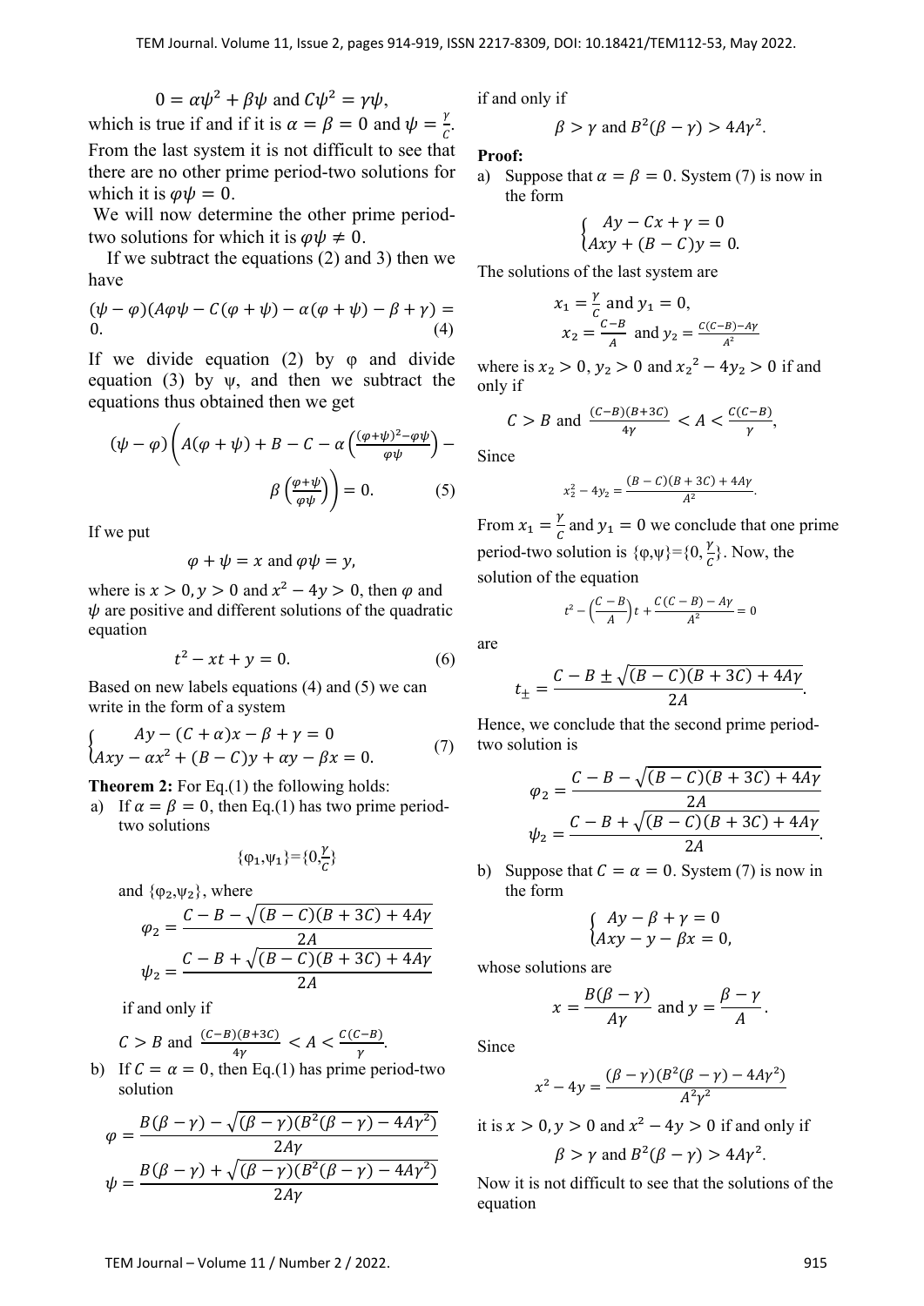$$0 = \alpha\psi^2 + \beta\psi \text{ and } C\psi^2 = \gamma\psi,$$

which is true if and if it is $\alpha = \beta = 0$ and $\psi = \frac{\gamma}{C}$. From the last system it is not difficult to see that there are no other prime period-two solutions for which it is $\varphi\psi = 0$.

We will now determine the other prime period-two solutions for which it is $\varphi\psi \neq 0$.

If we subtract the equations (2) and 3) then we have

$$(\psi - \varphi)(A\varphi\psi - C(\varphi + \psi) - \alpha(\varphi + \psi) - \beta + \gamma) = 0. \quad (4)$$

If we divide equation (2) by φ and divide equation (3) by ψ, and then we subtract the equations thus obtained then we get

$$(\psi - \varphi)\left(A(\varphi + \psi) + B - C - \alpha\left(\frac{(\varphi+\psi)^2 - \varphi\psi}{\varphi\psi}\right) - \beta\left(\frac{\varphi+\psi}{\varphi\psi}\right)\right) = 0. \quad (5)$$

If we put

$$\varphi + \psi = x \text{ and } \varphi\psi = y,$$

where is $x > 0, y > 0$ and $x^2 - 4y > 0$, then $\varphi$ and $\psi$ are positive and different solutions of the quadratic equation

$$t^2 - xt + y = 0. \quad (6)$$

Based on new labels equations (4) and (5) we can write in the form of a system

$$\begin{cases} Ay - (C + \alpha)x - \beta + \gamma = 0 \\ Axy - \alpha x^2 + (B - C)y + \alpha y - \beta x = 0. \end{cases} \quad (7)$$

**Theorem 2:** For Eq.(1) the following holds:

a) If $\alpha = \beta = 0$, then Eq.(1) has two prime period-two solutions

$$\{\varphi_1, \psi_1\} = \{0, \tfrac{\gamma}{C}\}$$

and $\{\varphi_2, \psi_2\}$, where

$$\varphi_2 = \frac{C - B - \sqrt{(B - C)(B + 3C) + 4A\gamma}}{2A}$$

$$\psi_2 = \frac{C - B + \sqrt{(B - C)(B + 3C) + 4A\gamma}}{2A}$$

if and only if

$$C > B \text{ and } \frac{(C-B)(B+3C)}{4\gamma} < A < \frac{C(C-B)}{\gamma}.$$

b) If $C = \alpha = 0$, then Eq.(1) has prime period-two solution

$$\varphi = \frac{B(\beta - \gamma) - \sqrt{(\beta - \gamma)(B^2(\beta - \gamma) - 4A\gamma^2)}}{2A\gamma}$$

$$\psi = \frac{B(\beta - \gamma) + \sqrt{(\beta - \gamma)(B^2(\beta - \gamma) - 4A\gamma^2)}}{2A\gamma}$$

if and only if

$$\beta > \gamma \text{ and } B^2(\beta - \gamma) > 4A\gamma^2.$$

**Proof:**

a) Suppose that $\alpha = \beta = 0$. System (7) is now in the form

$$\begin{cases} Ay - Cx + \gamma = 0 \\ Axy + (B - C)y = 0. \end{cases}$$

The solutions of the last system are

$$x_1 = \frac{\gamma}{C} \text{ and } y_1 = 0,$$

$$x_2 = \frac{C - B}{A} \text{ and } y_2 = \frac{C(C-B) - A\gamma}{A^2}$$

where is $x_2 > 0, y_2 > 0$ and $x_2{}^2 - 4y_2 > 0$ if and only if

$$C > B \text{ and } \frac{(C-B)(B+3C)}{4\gamma} < A < \frac{C(C-B)}{\gamma},$$

Since

$$x_2^2 - 4y_2 = \frac{(B - C)(B + 3C) + 4A\gamma}{A^2}.$$

From $x_1 = \frac{\gamma}{C}$ and $y_1 = 0$ we conclude that one prime period-two solution is $\{\varphi,\psi\} = \{0, \frac{\gamma}{C}\}$. Now, the solution of the equation

$$t^2 - \left(\frac{C - B}{A}\right)t + \frac{C(C - B) - A\gamma}{A^2} = 0$$

are

$$t_{\pm} = \frac{C - B \pm \sqrt{(B - C)(B + 3C) + 4A\gamma}}{2A}.$$

Hence, we conclude that the second prime period-two solution is

$$\varphi_2 = \frac{C - B - \sqrt{(B - C)(B + 3C) + 4A\gamma}}{2A}$$

$$\psi_2 = \frac{C - B + \sqrt{(B - C)(B + 3C) + 4A\gamma}}{2A}.$$

b) Suppose that $C = \alpha = 0$. System (7) is now in the form

$$\begin{cases} Ay - \beta + \gamma = 0 \\ Axy - y - \beta x = 0, \end{cases}$$

whose solutions are

$$x = \frac{B(\beta - \gamma)}{A\gamma} \text{ and } y = \frac{\beta - \gamma}{A}.$$

Since

$$x^2 - 4y = \frac{(\beta - \gamma)(B^2(\beta - \gamma) - 4A\gamma^2)}{A^2\gamma^2}$$

it is $x > 0, y > 0$ and $x^2 - 4y > 0$ if and only if

$$\beta > \gamma \text{ and } B^2(\beta - \gamma) > 4A\gamma^2.$$

Now it is not difficult to see that the solutions of the equation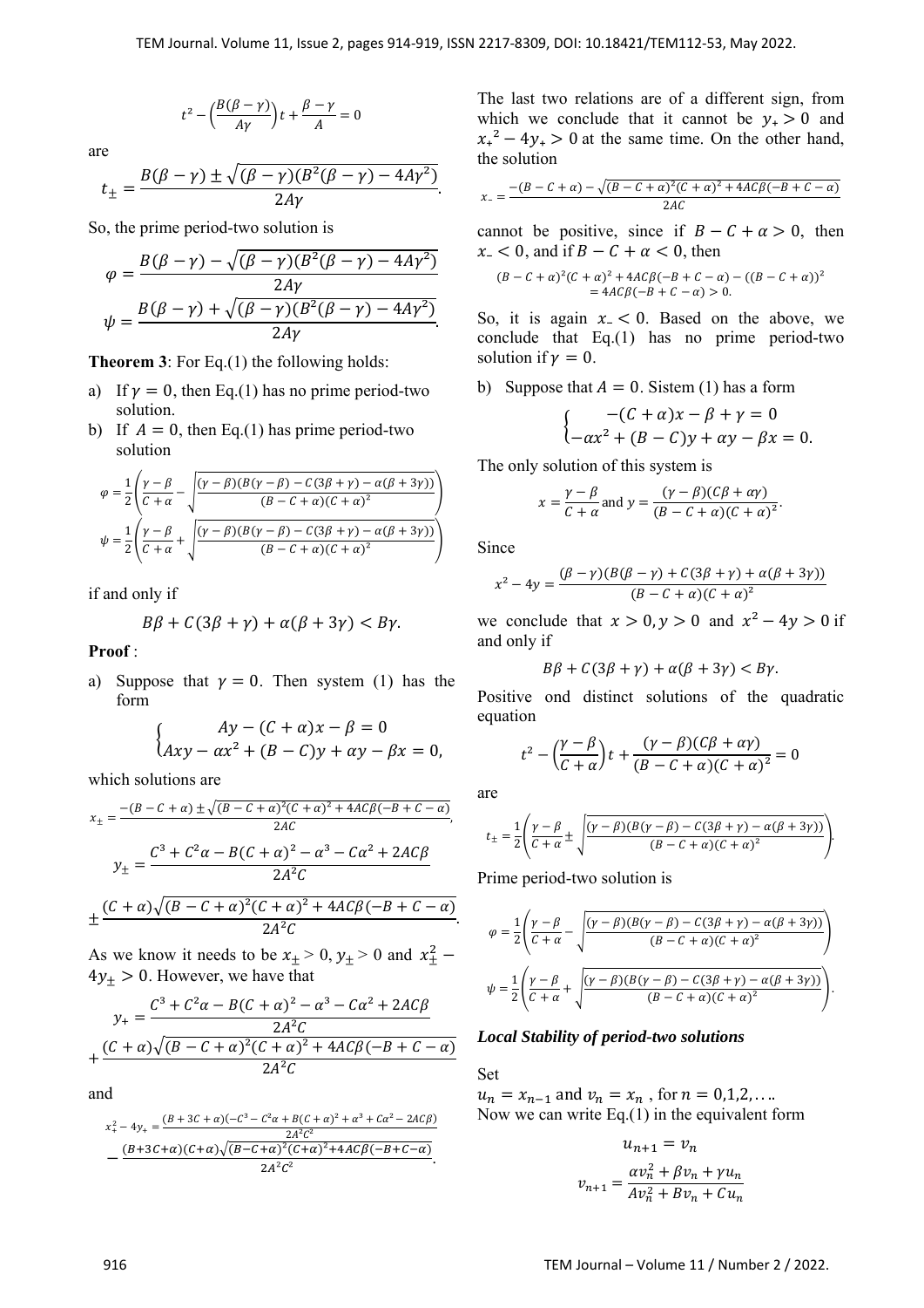$$t^2 - \left(\frac{B(\beta-\gamma)}{A\gamma}\right)t + \frac{\beta-\gamma}{A} = 0$$

are

$$t_{\pm} = \frac{B(\beta-\gamma) \pm \sqrt{(\beta-\gamma)(B^2(\beta-\gamma)-4A\gamma^2)}}{2A\gamma}.$$

So, the prime period-two solution is

$$\varphi = \frac{B(\beta-\gamma) - \sqrt{(\beta-\gamma)(B^2(\beta-\gamma)-4A\gamma^2)}}{2A\gamma}$$

$$\psi = \frac{B(\beta-\gamma) + \sqrt{(\beta-\gamma)(B^2(\beta-\gamma)-4A\gamma^2)}}{2A\gamma}.$$

**Theorem 3**: For Eq.(1) the following holds:

a) If $\gamma = 0$, then Eq.(1) has no prime period-two solution.

b) If $A = 0$, then Eq.(1) has prime period-two solution

$$\varphi = \frac{1}{2}\left(\frac{\gamma-\beta}{C+\alpha} - \sqrt{\frac{(\gamma-\beta)(B(\gamma-\beta)-C(3\beta+\gamma)-\alpha(\beta+3\gamma))}{(B-C+\alpha)(C+\alpha)^2}}\right)$$

$$\psi = \frac{1}{2}\left(\frac{\gamma-\beta}{C+\alpha} + \sqrt{\frac{(\gamma-\beta)(B(\gamma-\beta)-C(3\beta+\gamma)-\alpha(\beta+3\gamma))}{(B-C+\alpha)(C+\alpha)^2}}\right)$$

if and only if

$$B\beta + C(3\beta+\gamma) + \alpha(\beta+3\gamma) < B\gamma.$$

**Proof** :

a) Suppose that $\gamma = 0$. Then system (1) has the form

$$\begin{cases} Ay - (C+\alpha)x - \beta = 0 \\ Axy - \alpha x^2 + (B-C)y + \alpha y - \beta x = 0, \end{cases}$$

which solutions are

$$x_{\pm} = \frac{-(B-C+\alpha) \pm \sqrt{(B-C+\alpha)^2(C+\alpha)^2 + 4AC\beta(-B+C-\alpha)}}{2AC},$$

$$y_{\pm} = \frac{C^3 + C^2\alpha - B(C+\alpha)^2 - \alpha^3 - C\alpha^2 + 2AC\beta}{2A^2C}$$

$$\pm \frac{(C+\alpha)\sqrt{(B-C+\alpha)^2(C+\alpha)^2 + 4AC\beta(-B+C-\alpha)}}{2A^2C}.$$

As we know it needs to be $x_{\pm} > 0$, $y_{\pm} > 0$ and $x_{\pm}^2 - 4y_{\pm} > 0$. However, we have that

$$y_{+} = \frac{C^3 + C^2\alpha - B(C+\alpha)^2 - \alpha^3 - C\alpha^2 + 2AC\beta}{2A^2C}$$

$$+ \frac{(C+\alpha)\sqrt{(B-C+\alpha)^2(C+\alpha)^2 + 4AC\beta(-B+C-\alpha)}}{2A^2C}$$

and

$$x_{+}^2 - 4y_{+} = \frac{(B+3C+\alpha)(-C^3 - C^2\alpha + B(C+\alpha)^2 + \alpha^3 + C\alpha^2 - 2AC\beta)}{2A^2C^2}$$

$$- \frac{(B+3C+\alpha)(C+\alpha)\sqrt{(B-C+\alpha)^2(C+\alpha)^2 + 4AC\beta(-B+C-\alpha)}}{2A^2C^2}.$$

The last two relations are of a different sign, from which we conclude that it cannot be $y_{+} > 0$ and ${x_{+}}^2 - 4y_{+} > 0$ at the same time. On the other hand, the solution

$$x_{-} = \frac{-(B-C+\alpha) - \sqrt{(B-C+\alpha)^2(C+\alpha)^2 + 4AC\beta(-B+C-\alpha)}}{2AC}$$

cannot be positive, since if $B - C + \alpha > 0$, then $x_{-} < 0$, and if $B - C + \alpha < 0$, then

$$(B-C+\alpha)^2(C+\alpha)^2 + 4AC\beta(-B+C-\alpha) - ((B-C+\alpha))^2$$
$$= 4AC\beta(-B+C-\alpha) > 0.$$

So, it is again $x_{-} < 0$. Based on the above, we conclude that Eq.(1) has no prime period-two solution if $\gamma = 0$.

b) Suppose that $A = 0$. Sistem (1) has a form

$$\begin{cases} -(C+\alpha)x - \beta + \gamma = 0 \\ -\alpha x^2 + (B-C)y + \alpha y - \beta x = 0. \end{cases}$$

The only solution of this system is

$$x = \frac{\gamma-\beta}{C+\alpha} \text{ and } y = \frac{(\gamma-\beta)(C\beta+\alpha\gamma)}{(B-C+\alpha)(C+\alpha)^2}.$$

Since

$$x^2 - 4y = \frac{(\beta-\gamma)(B(\beta-\gamma)+C(3\beta+\gamma)+\alpha(\beta+3\gamma))}{(B-C+\alpha)(C+\alpha)^2}$$

we conclude that $x > 0, y > 0$ and $x^2 - 4y > 0$ if and only if

$$B\beta + C(3\beta+\gamma) + \alpha(\beta+3\gamma) < B\gamma.$$

Positive ond distinct solutions of the quadratic equation

$$t^2 - \left(\frac{\gamma-\beta}{C+\alpha}\right)t + \frac{(\gamma-\beta)(C\beta+\alpha\gamma)}{(B-C+\alpha)(C+\alpha)^2} = 0$$

are

$$t_{\pm} = \frac{1}{2}\left(\frac{\gamma-\beta}{C+\alpha} \pm \sqrt{\frac{(\gamma-\beta)(B(\gamma-\beta)-C(3\beta+\gamma)-\alpha(\beta+3\gamma))}{(B-C+\alpha)(C+\alpha)^2}}\right).$$

Prime period-two solution is

$$\varphi = \frac{1}{2}\left(\frac{\gamma-\beta}{C+\alpha} - \sqrt{\frac{(\gamma-\beta)(B(\gamma-\beta)-C(3\beta+\gamma)-\alpha(\beta+3\gamma))}{(B-C+\alpha)(C+\alpha)^2}}\right)$$

$$\psi = \frac{1}{2}\left(\frac{\gamma-\beta}{C+\alpha} + \sqrt{\frac{(\gamma-\beta)(B(\gamma-\beta)-C(3\beta+\gamma)-\alpha(\beta+3\gamma))}{(B-C+\alpha)(C+\alpha)^2}}\right).$$

### *Local Stability of period-two solutions*

Set

$u_n = x_{n-1}$ and $v_n = x_n$ , for $n = 0,1,2,\ldots$.

Now we can write Eq.(1) in the equivalent form

$$u_{n+1} = v_n$$

$$v_{n+1} = \frac{\alpha v_n^2 + \beta v_n + \gamma u_n}{A v_n^2 + B v_n + C u_n}$$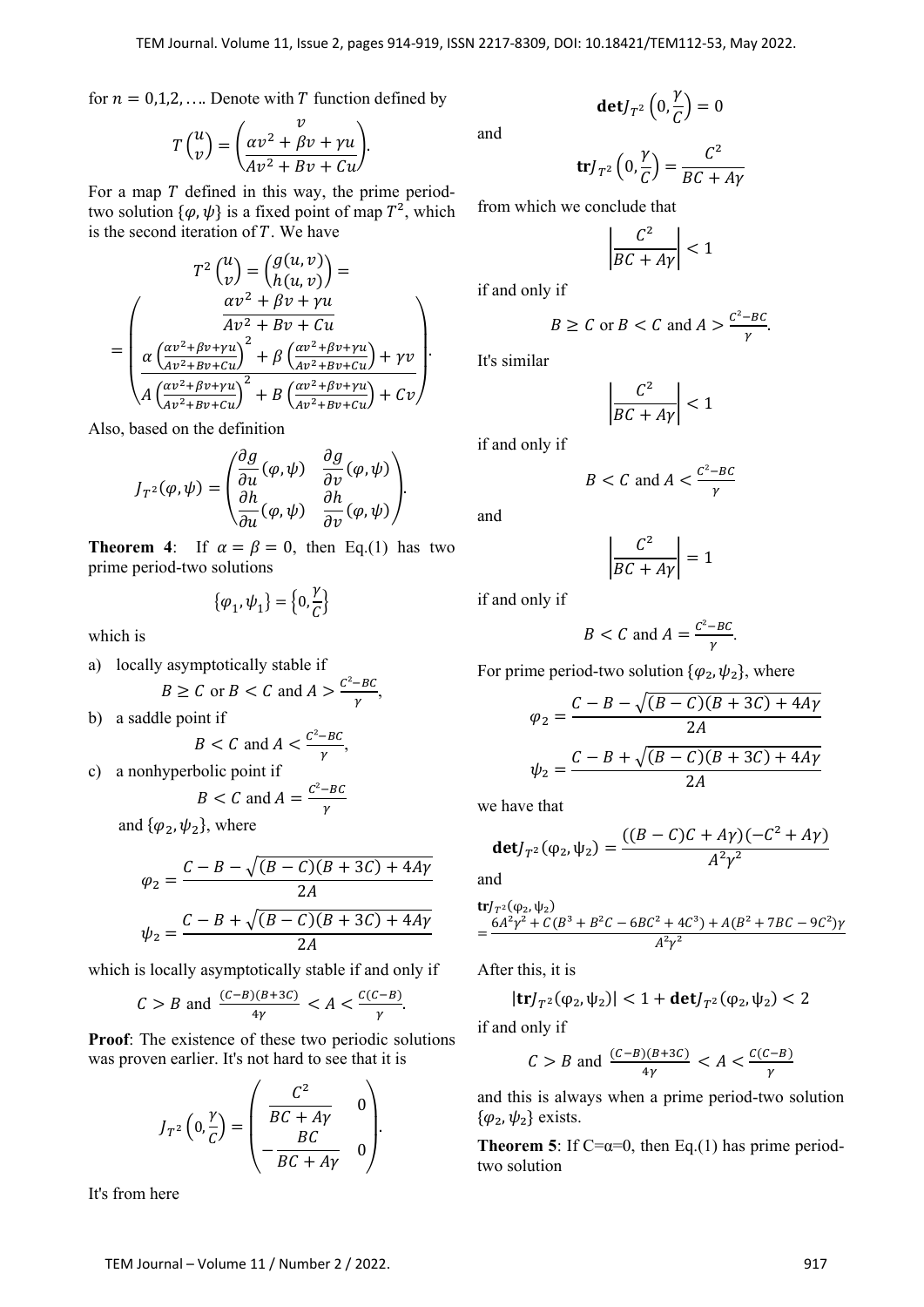for $n = 0,1,2, \ldots$. Denote with $T$ function defined by

$$T\begin{pmatrix} u \\ v \end{pmatrix} = \begin{pmatrix} v \\ \dfrac{\alpha v^2 + \beta v + \gamma u}{Av^2 + Bv + Cu} \end{pmatrix}.$$

For a map $T$ defined in this way, the prime period-two solution $\{\varphi, \psi\}$ is a fixed point of map $T^2$, which is the second iteration of $T$. We have

$$T^2\begin{pmatrix} u \\ v \end{pmatrix} = \begin{pmatrix} g(u,v) \\ h(u,v) \end{pmatrix} = \\ = \begin{pmatrix} \dfrac{\alpha v^2 + \beta v + \gamma u}{Av^2 + Bv + Cu} \\ \dfrac{\alpha\left(\frac{\alpha v^2+\beta v+\gamma u}{Av^2+Bv+Cu}\right)^2 + \beta\left(\frac{\alpha v^2+\beta v+\gamma u}{Av^2+Bv+Cu}\right) + \gamma v}{A\left(\frac{\alpha v^2+\beta v+\gamma u}{Av^2+Bv+Cu}\right)^2 + B\left(\frac{\alpha v^2+\beta v+\gamma u}{Av^2+Bv+Cu}\right) + Cv} \end{pmatrix}.$$

Also, based on the definition

$$J_{T^2}(\varphi, \psi) = \begin{pmatrix} \dfrac{\partial g}{\partial u}(\varphi,\psi) & \dfrac{\partial g}{\partial v}(\varphi,\psi) \\ \dfrac{\partial h}{\partial u}(\varphi,\psi) & \dfrac{\partial h}{\partial v}(\varphi,\psi) \end{pmatrix}.$$

**Theorem 4**: If $\alpha = \beta = 0$, then Eq.(1) has two prime period-two solutions

$$\{\varphi_1, \psi_1\} = \left\{0, \frac{\gamma}{C}\right\}$$

which is

a) locally asymptotically stable if
$$B \geq C \text{ or } B < C \text{ and } A > \frac{C^2 - BC}{\gamma},$$

b) a saddle point if
$$B < C \text{ and } A < \frac{C^2 - BC}{\gamma},$$

c) a nonhyperbolic point if
$$B < C \text{ and } A = \frac{C^2 - BC}{\gamma}$$

and $\{\varphi_2, \psi_2\}$, where

$$\varphi_2 = \frac{C - B - \sqrt{(B-C)(B+3C) + 4A\gamma}}{2A}$$

$$\psi_2 = \frac{C - B + \sqrt{(B-C)(B+3C) + 4A\gamma}}{2A}$$

which is locally asymptotically stable if and only if

$$C > B \text{ and } \frac{(C-B)(B+3C)}{4\gamma} < A < \frac{C(C-B)}{\gamma}.$$

**Proof**: The existence of these two periodic solutions was proven earlier. It's not hard to see that it is

$$J_{T^2}\left(0, \frac{\gamma}{C}\right) = \begin{pmatrix} \dfrac{C^2}{BC + A\gamma} & 0 \\ -\dfrac{BC}{BC + A\gamma} & 0 \end{pmatrix}.$$

It's from here

$$\mathbf{det} J_{T^2}\left(0, \frac{\gamma}{C}\right) = 0$$

and

$$\mathbf{tr} J_{T^2}\left(0, \frac{\gamma}{C}\right) = \frac{C^2}{BC + A\gamma}$$

from which we conclude that

$$\left|\frac{C^2}{BC + A\gamma}\right| < 1$$

if and only if

$$B \geq C \text{ or } B < C \text{ and } A > \frac{C^2 - BC}{\gamma}.$$

It's similar

$$\left|\frac{C^2}{BC + A\gamma}\right| < 1$$

if and only if

$$B < C \text{ and } A < \frac{C^2 - BC}{\gamma}$$

and

$$\left|\frac{C^2}{BC + A\gamma}\right| = 1$$

if and only if

$$B < C \text{ and } A = \frac{C^2 - BC}{\gamma}.$$

For prime period-two solution $\{\varphi_2, \psi_2\}$, where

$$\varphi_2 = \frac{C - B - \sqrt{(B-C)(B+3C) + 4A\gamma}}{2A}$$

$$\psi_2 = \frac{C - B + \sqrt{(B-C)(B+3C) + 4A\gamma}}{2A}$$

we have that

$$\mathbf{det} J_{T^2}(\varphi_2, \psi_2) = \frac{((B-C)C + A\gamma)(-C^2 + A\gamma)}{A^2\gamma^2}$$

and

$$\mathbf{tr} J_{T^2}(\varphi_2, \psi_2) = \frac{6A^2\gamma^2 + C(B^3 + B^2C - 6BC^2 + 4C^3) + A(B^2 + 7BC - 9C^2)\gamma}{A^2\gamma^2}$$

After this, it is

$$|\mathbf{tr} J_{T^2}(\varphi_2, \psi_2)| < 1 + \mathbf{det} J_{T^2}(\varphi_2, \psi_2) < 2$$

if and only if

$$C > B \text{ and } \frac{(C-B)(B+3C)}{4\gamma} < A < \frac{C(C-B)}{\gamma}$$

and this is always when a prime period-two solution $\{\varphi_2, \psi_2\}$ exists.

**Theorem 5**: If $C=\alpha=0$, then Eq.(1) has prime period-two solution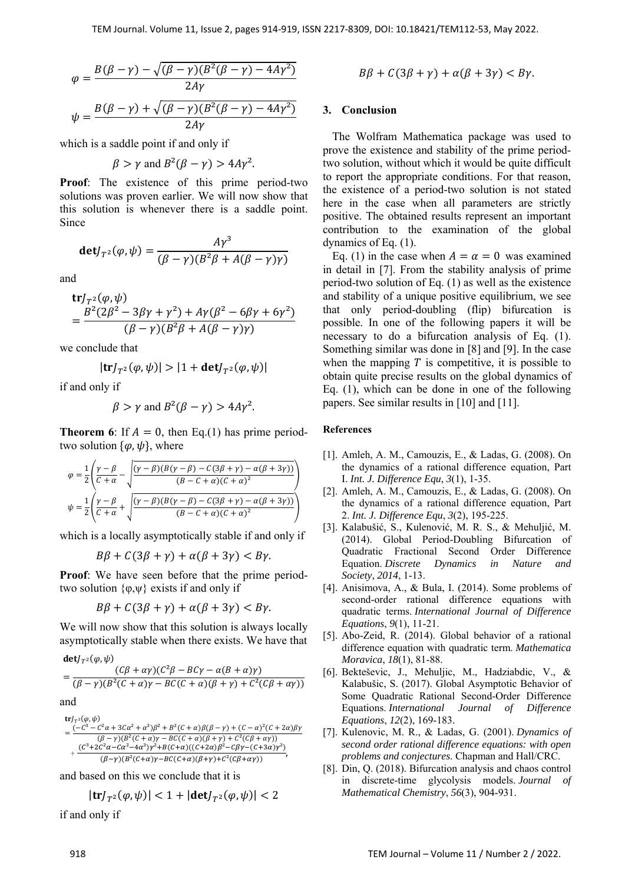$$\varphi = \frac{B(\beta-\gamma) - \sqrt{(\beta-\gamma)(B^2(\beta-\gamma) - 4A\gamma^2)}}{2A\gamma}$$

$$\psi = \frac{B(\beta-\gamma) + \sqrt{(\beta-\gamma)(B^2(\beta-\gamma) - 4A\gamma^2)}}{2A\gamma}$$

which is a saddle point if and only if

$$\beta > \gamma \text{ and } B^2(\beta-\gamma) > 4A\gamma^2.$$

**Proof**: The existence of this prime period-two solutions was proven earlier. We will now show that this solution is whenever there is a saddle point. Since

$$\mathbf{det}J_{T^2}(\varphi,\psi) = \frac{A\gamma^3}{(\beta-\gamma)(B^2\beta + A(\beta-\gamma)\gamma)}$$

and

$$\mathbf{tr}J_{T^2}(\varphi,\psi) = \frac{B^2(2\beta^2 - 3\beta\gamma + \gamma^2) + A\gamma(\beta^2 - 6\beta\gamma + 6\gamma^2)}{(\beta-\gamma)(B^2\beta + A(\beta-\gamma)\gamma)}$$

we conclude that

$$|\mathbf{tr}J_{T^2}(\varphi,\psi)| > |1 + \mathbf{det}J_{T^2}(\varphi,\psi)|$$

if and only if

$$\beta > \gamma \text{ and } B^2(\beta-\gamma) > 4A\gamma^2.$$

**Theorem 6**: If $A = 0$, then Eq.(1) has prime period-two solution $\{\varphi, \psi\}$, where

$$\varphi = \frac{1}{2}\left(\frac{\gamma-\beta}{C+\alpha} - \sqrt{\frac{(\gamma-\beta)(B(\gamma-\beta) - C(3\beta+\gamma) - \alpha(\beta+3\gamma))}{(B-C+\alpha)(C+\alpha)^2}}\right)$$

$$\psi = \frac{1}{2}\left(\frac{\gamma-\beta}{C+\alpha} + \sqrt{\frac{(\gamma-\beta)(B(\gamma-\beta) - C(3\beta+\gamma) - \alpha(\beta+3\gamma))}{(B-C+\alpha)(C+\alpha)^2}}\right)$$

which is a locally asymptotically stable if and only if

$$B\beta + C(3\beta+\gamma) + \alpha(\beta+3\gamma) < B\gamma.$$

**Proof**: We have seen before that the prime period-two solution $\{\varphi,\psi\}$ exists if and only if

$$B\beta + C(3\beta+\gamma) + \alpha(\beta+3\gamma) < B\gamma.$$

We will now show that this solution is always locally asymptotically stable when there exists. We have that

$$\mathbf{det}J_{T^2}(\varphi,\psi) = \frac{(C\beta + \alpha\gamma)(C^2\beta - BC\gamma - \alpha(B+\alpha)\gamma)}{(\beta-\gamma)(B^2(C+\alpha)\gamma - BC(C+\alpha)(\beta+\gamma) + C^2(C\beta+\alpha\gamma))}$$

and

$$\mathbf{tr}J_{T^2}(\varphi,\psi) = \frac{(-C^3 - C^2\alpha + 3C\alpha^2 + \alpha^3)\beta^2 + B^2(C+\alpha)\beta(\beta-\gamma) + (C-\alpha)^2(C+2\alpha)\beta\gamma}{(\beta-\gamma)(B^2(C+\alpha)\gamma - BC(C+\alpha)(\beta+\gamma) + C^2(C\beta+\alpha\gamma))} + \frac{(C^3+2C^2\alpha - C\alpha^2 - 4\alpha^3)\gamma^2 + B(C+\alpha)((C+2\alpha)\beta^2 - C\beta\gamma - (C+3\alpha)\gamma^2)}{(\beta-\gamma)(B^2(C+\alpha)\gamma - BC(C+\alpha)(\beta+\gamma) + C^2(C\beta+\alpha\gamma))},$$

and based on this we conclude that it is

$$|\mathbf{tr}J_{T^2}(\varphi,\psi)| < 1 + |\mathbf{det}J_{T^2}(\varphi,\psi)| < 2$$

if and only if

$$B\beta + C(3\beta+\gamma) + \alpha(\beta+3\gamma) < B\gamma.$$

## 3. Conclusion

The Wolfram Mathematica package was used to prove the existence and stability of the prime period-two solution, without which it would be quite difficult to report the appropriate conditions. For that reason, the existence of a period-two solution is not stated here in the case when all parameters are strictly positive. The obtained results represent an important contribution to the examination of the global dynamics of Eq. (1).

Eq. (1) in the case when $A = \alpha = 0$ was examined in detail in [7]. From the stability analysis of prime period-two solution of Eq. (1) as well as the existence and stability of a unique positive equilibrium, we see that only period-doubling (flip) bifurcation is possible. In one of the following papers it will be necessary to do a bifurcation analysis of Eq. (1). Something similar was done in [8] and [9]. In the case when the mapping $T$ is competitive, it is possible to obtain quite precise results on the global dynamics of Eq. (1), which can be done in one of the following papers. See similar results in [10] and [11].

### References

[1]. Amleh, A. M., Camouzis, E., & Ladas, G. (2008). On the dynamics of a rational difference equation, Part I. *Int. J. Difference Equ*, *3*(1), 1-35.

[2]. Amleh, A. M., Camouzis, E., & Ladas, G. (2008). On the dynamics of a rational difference equation, Part 2. *Int. J. Difference Equ*, *3*(2), 195-225.

[3]. Kalabušić, S., Kulenović, M. R. S., & Mehuljić, M. (2014). Global Period-Doubling Bifurcation of Quadratic Fractional Second Order Difference Equation. *Discrete Dynamics in Nature and Society*, *2014*, 1-13.

[4]. Anisimova, A., & Bula, I. (2014). Some problems of second-order rational difference equations with quadratic terms. *International Journal of Difference Equations*, *9*(1), 11-21.

[5]. Abo-Zeid, R. (2014). Global behavior of a rational difference equation with quadratic term. *Mathematica Moravica*, *18*(1), 81-88.

[6]. Bektešević, J., Mehuljic, M., Hadziabdic, V., & Kalabušic, S. (2017). Global Asymptotic Behavior of Some Quadratic Rational Second-Order Difference Equations. *International Journal of Difference Equations*, *12*(2), 169-183.

[7]. Kulenovic, M. R., & Ladas, G. (2001). *Dynamics of second order rational difference equations: with open problems and conjectures*. Chapman and Hall/CRC.

[8]. Din, Q. (2018). Bifurcation analysis and chaos control in discrete-time glycolysis models. *Journal of Mathematical Chemistry*, *56*(3), 904-931.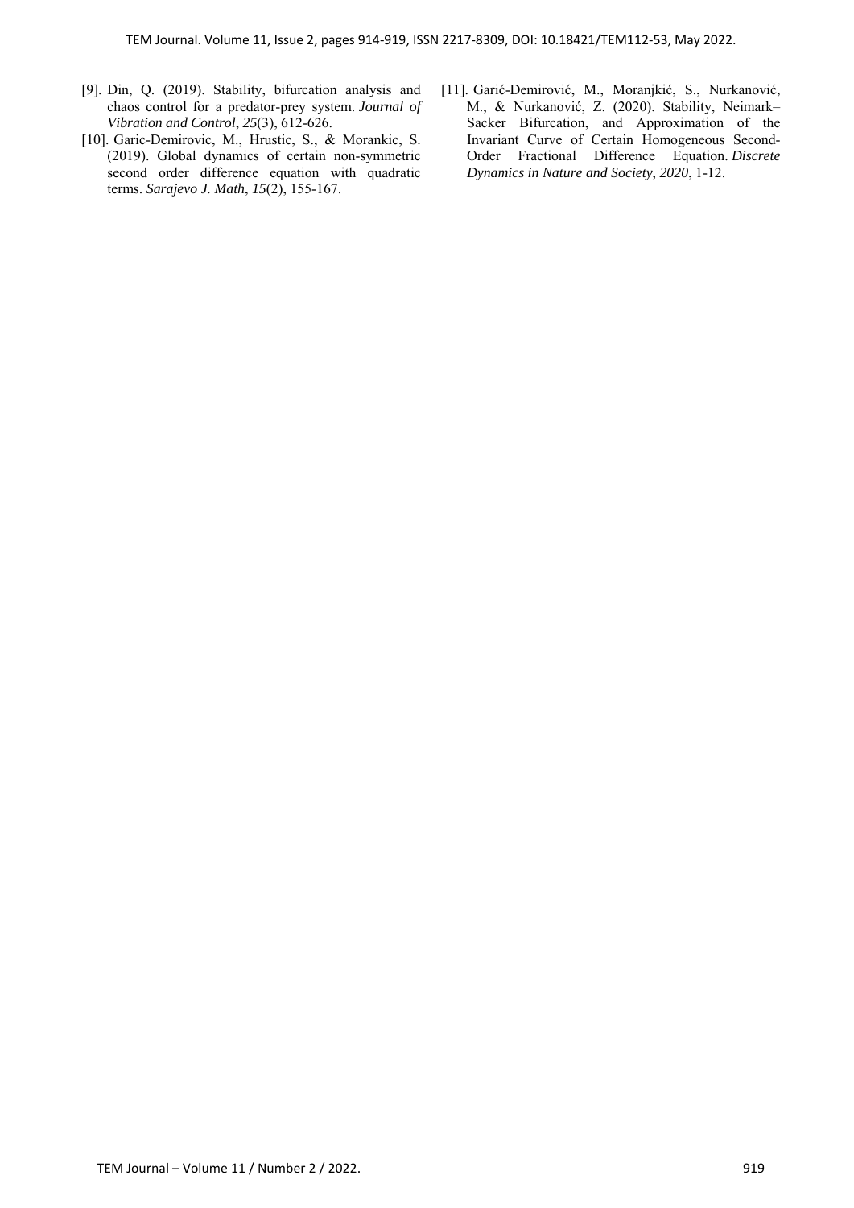[9]. Din, Q. (2019). Stability, bifurcation analysis and chaos control for a predator-prey system. *Journal of Vibration and Control*, *25*(3), 612-626.

[10]. Garic-Demirovic, M., Hrustic, S., & Morankic, S. (2019). Global dynamics of certain non-symmetric second order difference equation with quadratic terms. *Sarajevo J. Math*, *15*(2), 155-167.

[11]. Garić-Demirović, M., Moranjkić, S., Nurkanović, M., & Nurkanović, Z. (2020). Stability, Neimark–Sacker Bifurcation, and Approximation of the Invariant Curve of Certain Homogeneous Second-Order Fractional Difference Equation. *Discrete Dynamics in Nature and Society*, *2020*, 1-12.